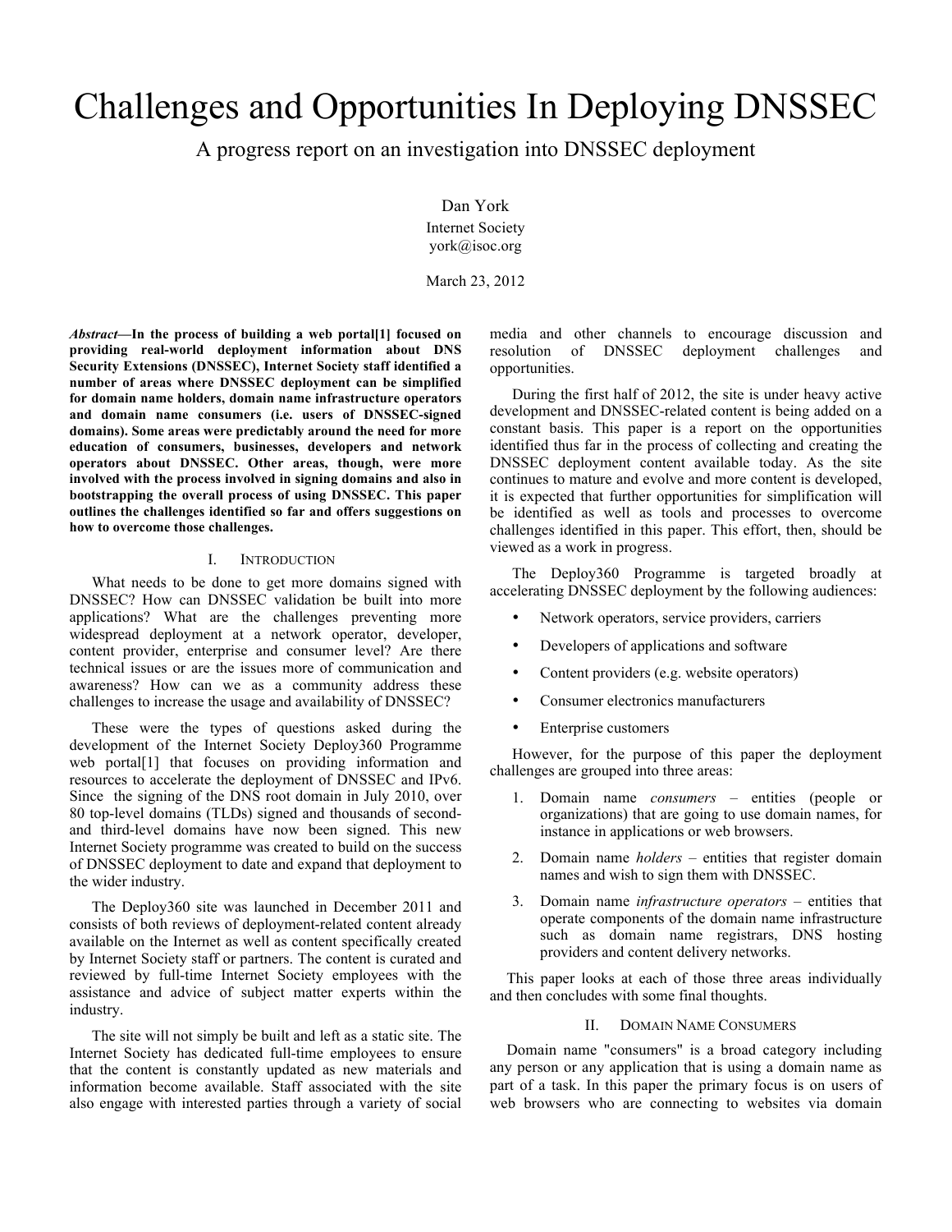# Challenges and Opportunities In Deploying DNSSEC

## A progress report on an investigation into DNSSEC deployment

Dan York
Internet Society
york@isoc.org

March 23, 2012

***Abstract*—In the process of building a web portal[1] focused on providing real-world deployment information about DNS Security Extensions (DNSSEC), Internet Society staff identified a number of areas where DNSSEC deployment can be simplified for domain name holders, domain name infrastructure operators and domain name consumers (i.e. users of DNSSEC-signed domains). Some areas were predictably around the need for more education of consumers, businesses, developers and network operators about DNSSEC. Other areas, though, were more involved with the process involved in signing domains and also in bootstrapping the overall process of using DNSSEC. This paper outlines the challenges identified so far and offers suggestions on how to overcome those challenges.**

### I. Introduction

What needs to be done to get more domains signed with DNSSEC? How can DNSSEC validation be built into more applications? What are the challenges preventing more widespread deployment at a network operator, developer, content provider, enterprise and consumer level? Are there technical issues or are the issues more of communication and awareness? How can we as a community address these challenges to increase the usage and availability of DNSSEC?

These were the types of questions asked during the development of the Internet Society Deploy360 Programme web portal[1] that focuses on providing information and resources to accelerate the deployment of DNSSEC and IPv6. Since the signing of the DNS root domain in July 2010, over 80 top-level domains (TLDs) signed and thousands of second- and third-level domains have now been signed. This new Internet Society programme was created to build on the success of DNSSEC deployment to date and expand that deployment to the wider industry.

The Deploy360 site was launched in December 2011 and consists of both reviews of deployment-related content already available on the Internet as well as content specifically created by Internet Society staff or partners. The content is curated and reviewed by full-time Internet Society employees with the assistance and advice of subject matter experts within the industry.

The site will not simply be built and left as a static site. The Internet Society has dedicated full-time employees to ensure that the content is constantly updated as new materials and information become available. Staff associated with the site also engage with interested parties through a variety of social media and other channels to encourage discussion and resolution of DNSSEC deployment challenges and opportunities.

During the first half of 2012, the site is under heavy active development and DNSSEC-related content is being added on a constant basis. This paper is a report on the opportunities identified thus far in the process of collecting and creating the DNSSEC deployment content available today. As the site continues to mature and evolve and more content is developed, it is expected that further opportunities for simplification will be identified as well as tools and processes to overcome challenges identified in this paper. This effort, then, should be viewed as a work in progress.

The Deploy360 Programme is targeted broadly at accelerating DNSSEC deployment by the following audiences:

- Network operators, service providers, carriers
- Developers of applications and software
- Content providers (e.g. website operators)
- Consumer electronics manufacturers
- Enterprise customers

However, for the purpose of this paper the deployment challenges are grouped into three areas:

1. Domain name *consumers* – entities (people or organizations) that are going to use domain names, for instance in applications or web browsers.
2. Domain name *holders* – entities that register domain names and wish to sign them with DNSSEC.
3. Domain name *infrastructure operators* – entities that operate components of the domain name infrastructure such as domain name registrars, DNS hosting providers and content delivery networks.

This paper looks at each of those three areas individually and then concludes with some final thoughts.

### II. Domain Name Consumers

Domain name "consumers" is a broad category including any person or any application that is using a domain name as part of a task. In this paper the primary focus is on users of web browsers who are connecting to websites via domain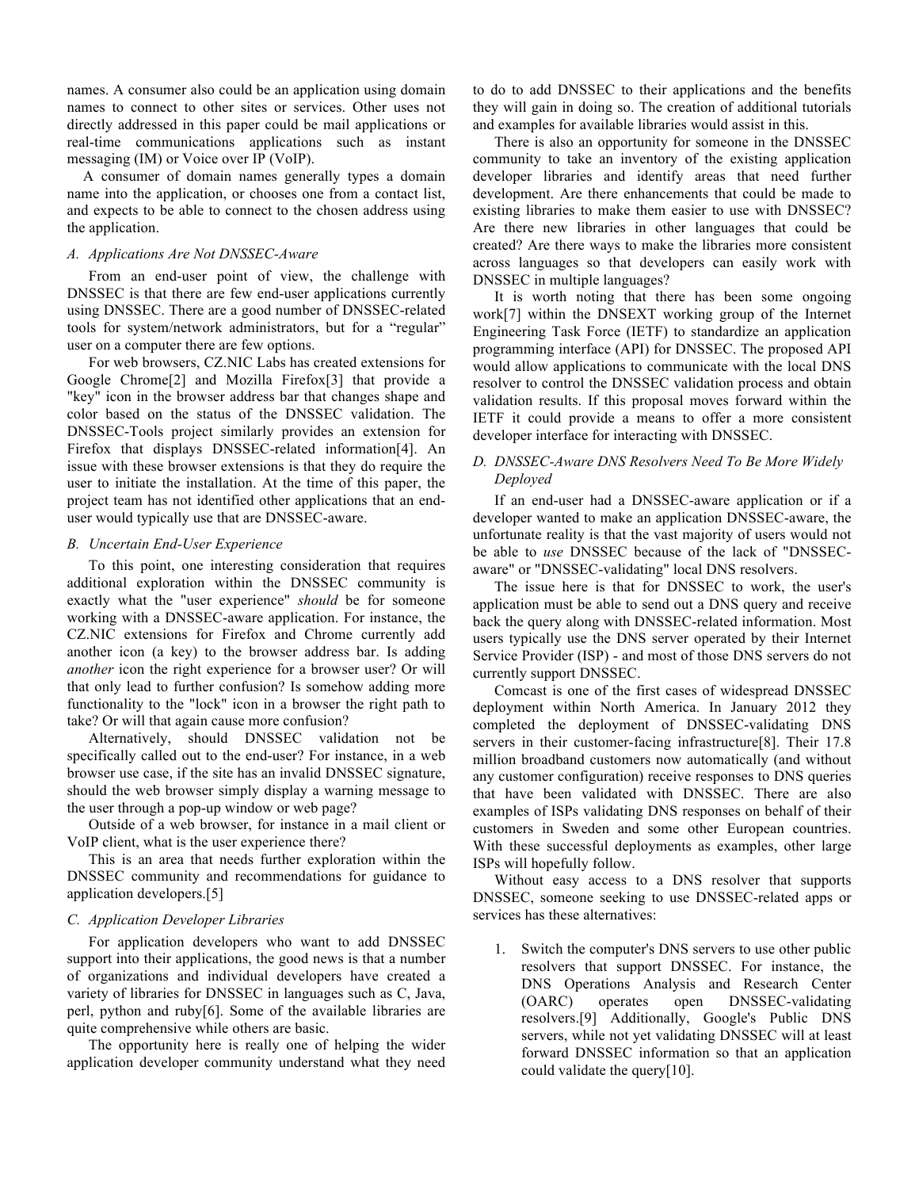names. A consumer also could be an application using domain names to connect to other sites or services. Other uses not directly addressed in this paper could be mail applications or real-time communications applications such as instant messaging (IM) or Voice over IP (VoIP).

A consumer of domain names generally types a domain name into the application, or chooses one from a contact list, and expects to be able to connect to the chosen address using the application.

### *A. Applications Are Not DNSSEC-Aware*

From an end-user point of view, the challenge with DNSSEC is that there are few end-user applications currently using DNSSEC. There are a good number of DNSSEC-related tools for system/network administrators, but for a "regular" user on a computer there are few options.

For web browsers, CZ.NIC Labs has created extensions for Google Chrome[2] and Mozilla Firefox[3] that provide a "key" icon in the browser address bar that changes shape and color based on the status of the DNSSEC validation. The DNSSEC-Tools project similarly provides an extension for Firefox that displays DNSSEC-related information[4]. An issue with these browser extensions is that they do require the user to initiate the installation. At the time of this paper, the project team has not identified other applications that an end-user would typically use that are DNSSEC-aware.

### *B. Uncertain End-User Experience*

To this point, one interesting consideration that requires additional exploration within the DNSSEC community is exactly what the "user experience" *should* be for someone working with a DNSSEC-aware application. For instance, the CZ.NIC extensions for Firefox and Chrome currently add another icon (a key) to the browser address bar. Is adding *another* icon the right experience for a browser user? Or will that only lead to further confusion? Is somehow adding more functionality to the "lock" icon in a browser the right path to take? Or will that again cause more confusion?

Alternatively, should DNSSEC validation not be specifically called out to the end-user? For instance, in a web browser use case, if the site has an invalid DNSSEC signature, should the web browser simply display a warning message to the user through a pop-up window or web page?

Outside of a web browser, for instance in a mail client or VoIP client, what is the user experience there?

This is an area that needs further exploration within the DNSSEC community and recommendations for guidance to application developers.[5]

### *C. Application Developer Libraries*

For application developers who want to add DNSSEC support into their applications, the good news is that a number of organizations and individual developers have created a variety of libraries for DNSSEC in languages such as C, Java, perl, python and ruby[6]. Some of the available libraries are quite comprehensive while others are basic.

The opportunity here is really one of helping the wider application developer community understand what they need to do to add DNSSEC to their applications and the benefits they will gain in doing so. The creation of additional tutorials and examples for available libraries would assist in this.

There is also an opportunity for someone in the DNSSEC community to take an inventory of the existing application developer libraries and identify areas that need further development. Are there enhancements that could be made to existing libraries to make them easier to use with DNSSEC? Are there new libraries in other languages that could be created? Are there ways to make the libraries more consistent across languages so that developers can easily work with DNSSEC in multiple languages?

It is worth noting that there has been some ongoing work[7] within the DNSEXT working group of the Internet Engineering Task Force (IETF) to standardize an application programming interface (API) for DNSSEC. The proposed API would allow applications to communicate with the local DNS resolver to control the DNSSEC validation process and obtain validation results. If this proposal moves forward within the IETF it could provide a means to offer a more consistent developer interface for interacting with DNSSEC.

### *D. DNSSEC-Aware DNS Resolvers Need To Be More Widely Deployed*

If an end-user had a DNSSEC-aware application or if a developer wanted to make an application DNSSEC-aware, the unfortunate reality is that the vast majority of users would not be able to *use* DNSSEC because of the lack of "DNSSEC-aware" or "DNSSEC-validating" local DNS resolvers.

The issue here is that for DNSSEC to work, the user's application must be able to send out a DNS query and receive back the query along with DNSSEC-related information. Most users typically use the DNS server operated by their Internet Service Provider (ISP) - and most of those DNS servers do not currently support DNSSEC.

Comcast is one of the first cases of widespread DNSSEC deployment within North America. In January 2012 they completed the deployment of DNSSEC-validating DNS servers in their customer-facing infrastructure[8]. Their 17.8 million broadband customers now automatically (and without any customer configuration) receive responses to DNS queries that have been validated with DNSSEC. There are also examples of ISPs validating DNS responses on behalf of their customers in Sweden and some other European countries. With these successful deployments as examples, other large ISPs will hopefully follow.

Without easy access to a DNS resolver that supports DNSSEC, someone seeking to use DNSSEC-related apps or services has these alternatives:

1. Switch the computer's DNS servers to use other public resolvers that support DNSSEC. For instance, the DNS Operations Analysis and Research Center (OARC) operates open DNSSEC-validating resolvers.[9] Additionally, Google's Public DNS servers, while not yet validating DNSSEC will at least forward DNSSEC information so that an application could validate the query[10].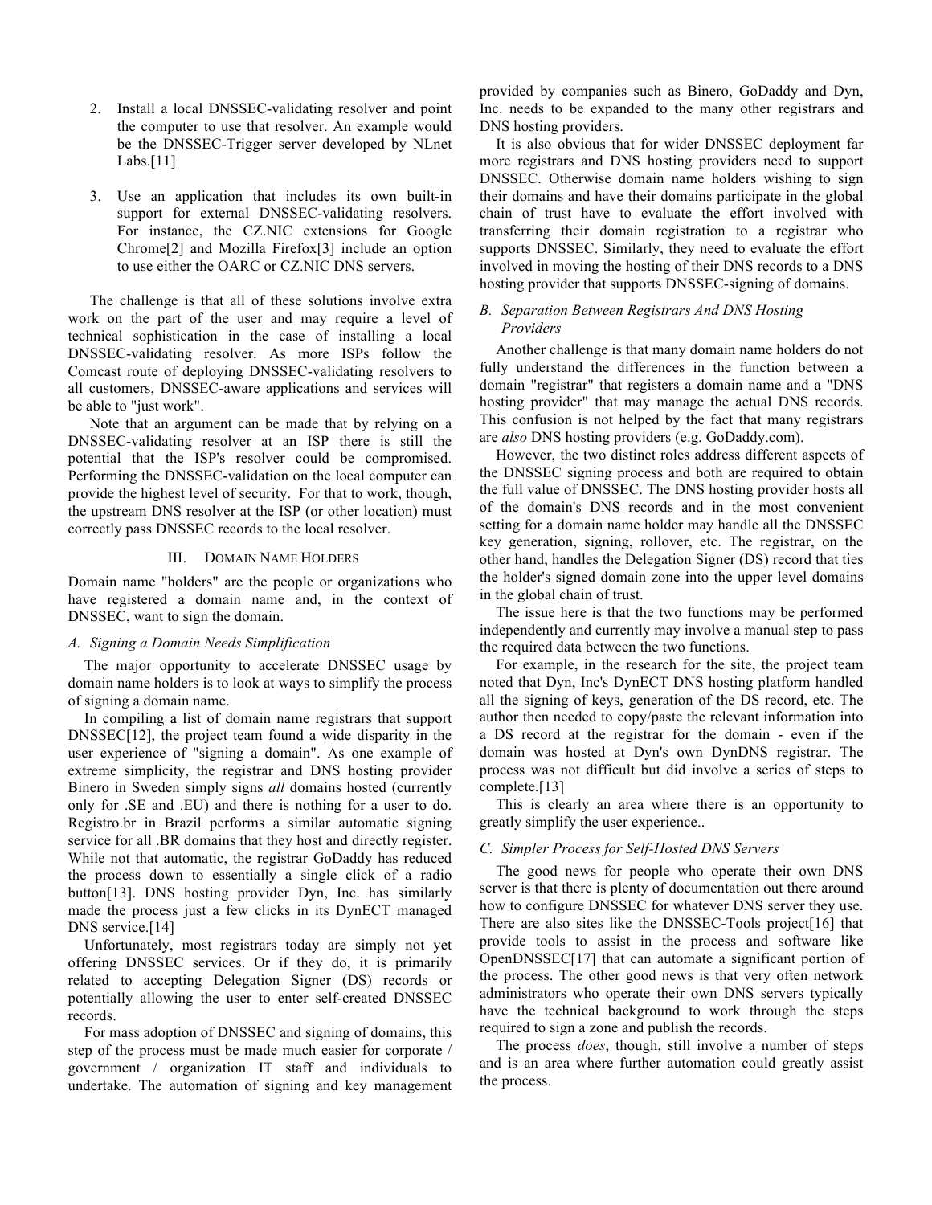2. Install a local DNSSEC-validating resolver and point the computer to use that resolver. An example would be the DNSSEC-Trigger server developed by NLnet Labs.[11]

3. Use an application that includes its own built-in support for external DNSSEC-validating resolvers. For instance, the CZ.NIC extensions for Google Chrome[2] and Mozilla Firefox[3] include an option to use either the OARC or CZ.NIC DNS servers.

The challenge is that all of these solutions involve extra work on the part of the user and may require a level of technical sophistication in the case of installing a local DNSSEC-validating resolver. As more ISPs follow the Comcast route of deploying DNSSEC-validating resolvers to all customers, DNSSEC-aware applications and services will be able to "just work".

Note that an argument can be made that by relying on a DNSSEC-validating resolver at an ISP there is still the potential that the ISP's resolver could be compromised. Performing the DNSSEC-validation on the local computer can provide the highest level of security. For that to work, though, the upstream DNS resolver at the ISP (or other location) must correctly pass DNSSEC records to the local resolver.

## III. Domain Name Holders

Domain name "holders" are the people or organizations who have registered a domain name and, in the context of DNSSEC, want to sign the domain.

### *A. Signing a Domain Needs Simplification*

The major opportunity to accelerate DNSSEC usage by domain name holders is to look at ways to simplify the process of signing a domain name.

In compiling a list of domain name registrars that support DNSSEC[12], the project team found a wide disparity in the user experience of "signing a domain". As one example of extreme simplicity, the registrar and DNS hosting provider Binero in Sweden simply signs *all* domains hosted (currently only for .SE and .EU) and there is nothing for a user to do. Registro.br in Brazil performs a similar automatic signing service for all .BR domains that they host and directly register. While not that automatic, the registrar GoDaddy has reduced the process down to essentially a single click of a radio button[13]. DNS hosting provider Dyn, Inc. has similarly made the process just a few clicks in its DynECT managed DNS service.[14]

Unfortunately, most registrars today are simply not yet offering DNSSEC services. Or if they do, it is primarily related to accepting Delegation Signer (DS) records or potentially allowing the user to enter self-created DNSSEC records.

For mass adoption of DNSSEC and signing of domains, this step of the process must be made much easier for corporate / government / organization IT staff and individuals to undertake. The automation of signing and key management provided by companies such as Binero, GoDaddy and Dyn, Inc. needs to be expanded to the many other registrars and DNS hosting providers.

It is also obvious that for wider DNSSEC deployment far more registrars and DNS hosting providers need to support DNSSEC. Otherwise domain name holders wishing to sign their domains and have their domains participate in the global chain of trust have to evaluate the effort involved with transferring their domain registration to a registrar who supports DNSSEC. Similarly, they need to evaluate the effort involved in moving the hosting of their DNS records to a DNS hosting provider that supports DNSSEC-signing of domains.

### *B. Separation Between Registrars And DNS Hosting Providers*

Another challenge is that many domain name holders do not fully understand the differences in the function between a domain "registrar" that registers a domain name and a "DNS hosting provider" that may manage the actual DNS records. This confusion is not helped by the fact that many registrars are *also* DNS hosting providers (e.g. GoDaddy.com).

However, the two distinct roles address different aspects of the DNSSEC signing process and both are required to obtain the full value of DNSSEC. The DNS hosting provider hosts all of the domain's DNS records and in the most convenient setting for a domain name holder may handle all the DNSSEC key generation, signing, rollover, etc. The registrar, on the other hand, handles the Delegation Signer (DS) record that ties the holder's signed domain zone into the upper level domains in the global chain of trust.

The issue here is that the two functions may be performed independently and currently may involve a manual step to pass the required data between the two functions.

For example, in the research for the site, the project team noted that Dyn, Inc's DynECT DNS hosting platform handled all the signing of keys, generation of the DS record, etc. The author then needed to copy/paste the relevant information into a DS record at the registrar for the domain - even if the domain was hosted at Dyn's own DynDNS registrar. The process was not difficult but did involve a series of steps to complete.[13]

This is clearly an area where there is an opportunity to greatly simplify the user experience..

### *C. Simpler Process for Self-Hosted DNS Servers*

The good news for people who operate their own DNS server is that there is plenty of documentation out there around how to configure DNSSEC for whatever DNS server they use. There are also sites like the DNSSEC-Tools project[16] that provide tools to assist in the process and software like OpenDNSSEC[17] that can automate a significant portion of the process. The other good news is that very often network administrators who operate their own DNS servers typically have the technical background to work through the steps required to sign a zone and publish the records.

The process *does*, though, still involve a number of steps and is an area where further automation could greatly assist the process.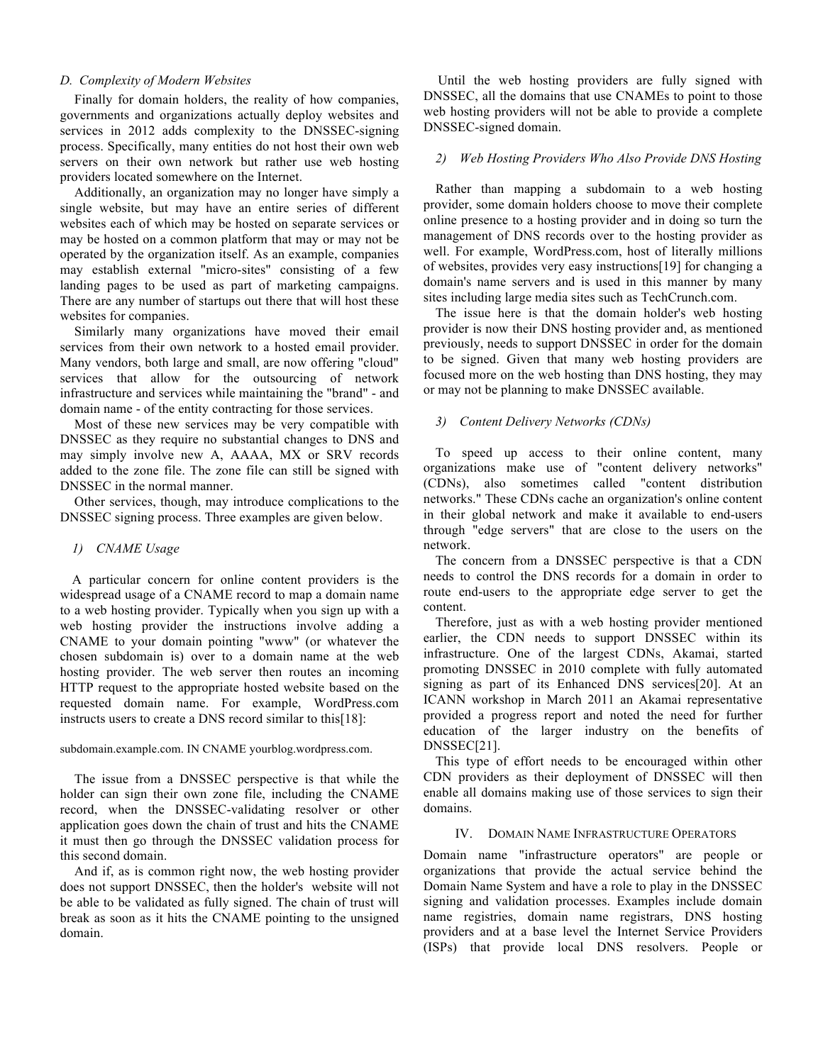### D. Complexity of Modern Websites

Finally for domain holders, the reality of how companies, governments and organizations actually deploy websites and services in 2012 adds complexity to the DNSSEC-signing process. Specifically, many entities do not host their own web servers on their own network but rather use web hosting providers located somewhere on the Internet.

Additionally, an organization may no longer have simply a single website, but may have an entire series of different websites each of which may be hosted on separate services or may be hosted on a common platform that may or may not be operated by the organization itself. As an example, companies may establish external "micro-sites" consisting of a few landing pages to be used as part of marketing campaigns. There are any number of startups out there that will host these websites for companies.

Similarly many organizations have moved their email services from their own network to a hosted email provider. Many vendors, both large and small, are now offering "cloud" services that allow for the outsourcing of network infrastructure and services while maintaining the "brand" - and domain name - of the entity contracting for those services.

Most of these new services may be very compatible with DNSSEC as they require no substantial changes to DNS and may simply involve new A, AAAA, MX or SRV records added to the zone file. The zone file can still be signed with DNSSEC in the normal manner.

Other services, though, may introduce complications to the DNSSEC signing process. Three examples are given below.

#### 1) CNAME Usage

A particular concern for online content providers is the widespread usage of a CNAME record to map a domain name to a web hosting provider. Typically when you sign up with a web hosting provider the instructions involve adding a CNAME to your domain pointing "www" (or whatever the chosen subdomain is) over to a domain name at the web hosting provider. The web server then routes an incoming HTTP request to the appropriate hosted website based on the requested domain name. For example, WordPress.com instructs users to create a DNS record similar to this[18]:

```
subdomain.example.com. IN CNAME yourblog.wordpress.com.
```

The issue from a DNSSEC perspective is that while the holder can sign their own zone file, including the CNAME record, when the DNSSEC-validating resolver or other application goes down the chain of trust and hits the CNAME it must then go through the DNSSEC validation process for this second domain.

And if, as is common right now, the web hosting provider does not support DNSSEC, then the holder's website will not be able to be validated as fully signed. The chain of trust will break as soon as it hits the CNAME pointing to the unsigned domain.

Until the web hosting providers are fully signed with DNSSEC, all the domains that use CNAMEs to point to those web hosting providers will not be able to provide a complete DNSSEC-signed domain.

#### 2) Web Hosting Providers Who Also Provide DNS Hosting

Rather than mapping a subdomain to a web hosting provider, some domain holders choose to move their complete online presence to a hosting provider and in doing so turn the management of DNS records over to the hosting provider as well. For example, WordPress.com, host of literally millions of websites, provides very easy instructions[19] for changing a domain's name servers and is used in this manner by many sites including large media sites such as TechCrunch.com.

The issue here is that the domain holder's web hosting provider is now their DNS hosting provider and, as mentioned previously, needs to support DNSSEC in order for the domain to be signed. Given that many web hosting providers are focused more on the web hosting than DNS hosting, they may or may not be planning to make DNSSEC available.

#### 3) Content Delivery Networks (CDNs)

To speed up access to their online content, many organizations make use of "content delivery networks" (CDNs), also sometimes called "content distribution networks." These CDNs cache an organization's online content in their global network and make it available to end-users through "edge servers" that are close to the users on the network.

The concern from a DNSSEC perspective is that a CDN needs to control the DNS records for a domain in order to route end-users to the appropriate edge server to get the content.

Therefore, just as with a web hosting provider mentioned earlier, the CDN needs to support DNSSEC within its infrastructure. One of the largest CDNs, Akamai, started promoting DNSSEC in 2010 complete with fully automated signing as part of its Enhanced DNS services[20]. At an ICANN workshop in March 2011 an Akamai representative provided a progress report and noted the need for further education of the larger industry on the benefits of DNSSEC[21].

This type of effort needs to be encouraged within other CDN providers as their deployment of DNSSEC will then enable all domains making use of those services to sign their domains.

## IV. Domain Name Infrastructure Operators

Domain name "infrastructure operators" are people or organizations that provide the actual service behind the Domain Name System and have a role to play in the DNSSEC signing and validation processes. Examples include domain name registries, domain name registrars, DNS hosting providers and at a base level the Internet Service Providers (ISPs) that provide local DNS resolvers. People or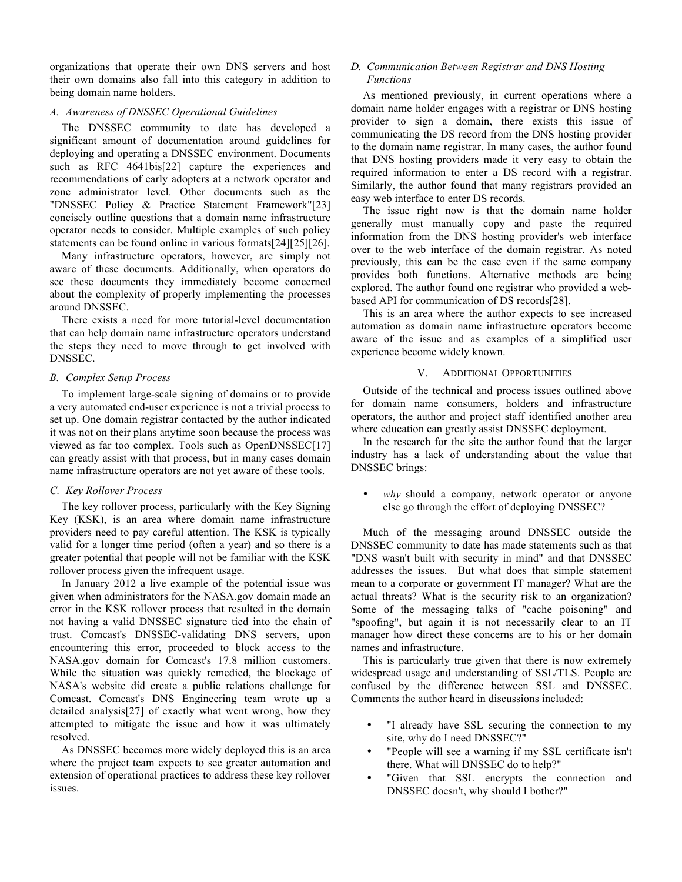organizations that operate their own DNS servers and host their own domains also fall into this category in addition to being domain name holders.

### *A. Awareness of DNSSEC Operational Guidelines*

The DNSSEC community to date has developed a significant amount of documentation around guidelines for deploying and operating a DNSSEC environment. Documents such as RFC 4641bis[22] capture the experiences and recommendations of early adopters at a network operator and zone administrator level. Other documents such as the "DNSSEC Policy & Practice Statement Framework"[23] concisely outline questions that a domain name infrastructure operator needs to consider. Multiple examples of such policy statements can be found online in various formats[24][25][26].

Many infrastructure operators, however, are simply not aware of these documents. Additionally, when operators do see these documents they immediately become concerned about the complexity of properly implementing the processes around DNSSEC.

There exists a need for more tutorial-level documentation that can help domain name infrastructure operators understand the steps they need to move through to get involved with DNSSEC.

### *B. Complex Setup Process*

To implement large-scale signing of domains or to provide a very automated end-user experience is not a trivial process to set up. One domain registrar contacted by the author indicated it was not on their plans anytime soon because the process was viewed as far too complex. Tools such as OpenDNSSEC[17] can greatly assist with that process, but in many cases domain name infrastructure operators are not yet aware of these tools.

### *C. Key Rollover Process*

The key rollover process, particularly with the Key Signing Key (KSK), is an area where domain name infrastructure providers need to pay careful attention. The KSK is typically valid for a longer time period (often a year) and so there is a greater potential that people will not be familiar with the KSK rollover process given the infrequent usage.

In January 2012 a live example of the potential issue was given when administrators for the NASA.gov domain made an error in the KSK rollover process that resulted in the domain not having a valid DNSSEC signature tied into the chain of trust. Comcast's DNSSEC-validating DNS servers, upon encountering this error, proceeded to block access to the NASA.gov domain for Comcast's 17.8 million customers. While the situation was quickly remedied, the blockage of NASA's website did create a public relations challenge for Comcast. Comcast's DNS Engineering team wrote up a detailed analysis[27] of exactly what went wrong, how they attempted to mitigate the issue and how it ultimately resolved.

As DNSSEC becomes more widely deployed this is an area where the project team expects to see greater automation and extension of operational practices to address these key rollover issues.

### *D. Communication Between Registrar and DNS Hosting Functions*

As mentioned previously, in current operations where a domain name holder engages with a registrar or DNS hosting provider to sign a domain, there exists this issue of communicating the DS record from the DNS hosting provider to the domain name registrar. In many cases, the author found that DNS hosting providers made it very easy to obtain the required information to enter a DS record with a registrar. Similarly, the author found that many registrars provided an easy web interface to enter DS records.

The issue right now is that the domain name holder generally must manually copy and paste the required information from the DNS hosting provider's web interface over to the web interface of the domain registrar. As noted previously, this can be the case even if the same company provides both functions. Alternative methods are being explored. The author found one registrar who provided a web-based API for communication of DS records[28].

This is an area where the author expects to see increased automation as domain name infrastructure operators become aware of the issue and as examples of a simplified user experience become widely known.

## V. Additional Opportunities

Outside of the technical and process issues outlined above for domain name consumers, holders and infrastructure operators, the author and project staff identified another area where education can greatly assist DNSSEC deployment.

In the research for the site the author found that the larger industry has a lack of understanding about the value that DNSSEC brings:

- *why* should a company, network operator or anyone else go through the effort of deploying DNSSEC?

Much of the messaging around DNSSEC outside the DNSSEC community to date has made statements such as that "DNS wasn't built with security in mind" and that DNSSEC addresses the issues. But what does that simple statement mean to a corporate or government IT manager? What are the actual threats? What is the security risk to an organization? Some of the messaging talks of "cache poisoning" and "spoofing", but again it is not necessarily clear to an IT manager how direct these concerns are to his or her domain names and infrastructure.

This is particularly true given that there is now extremely widespread usage and understanding of SSL/TLS. People are confused by the difference between SSL and DNSSEC. Comments the author heard in discussions included:

- "I already have SSL securing the connection to my site, why do I need DNSSEC?"
- "People will see a warning if my SSL certificate isn't there. What will DNSSEC do to help?"
- "Given that SSL encrypts the connection and DNSSEC doesn't, why should I bother?"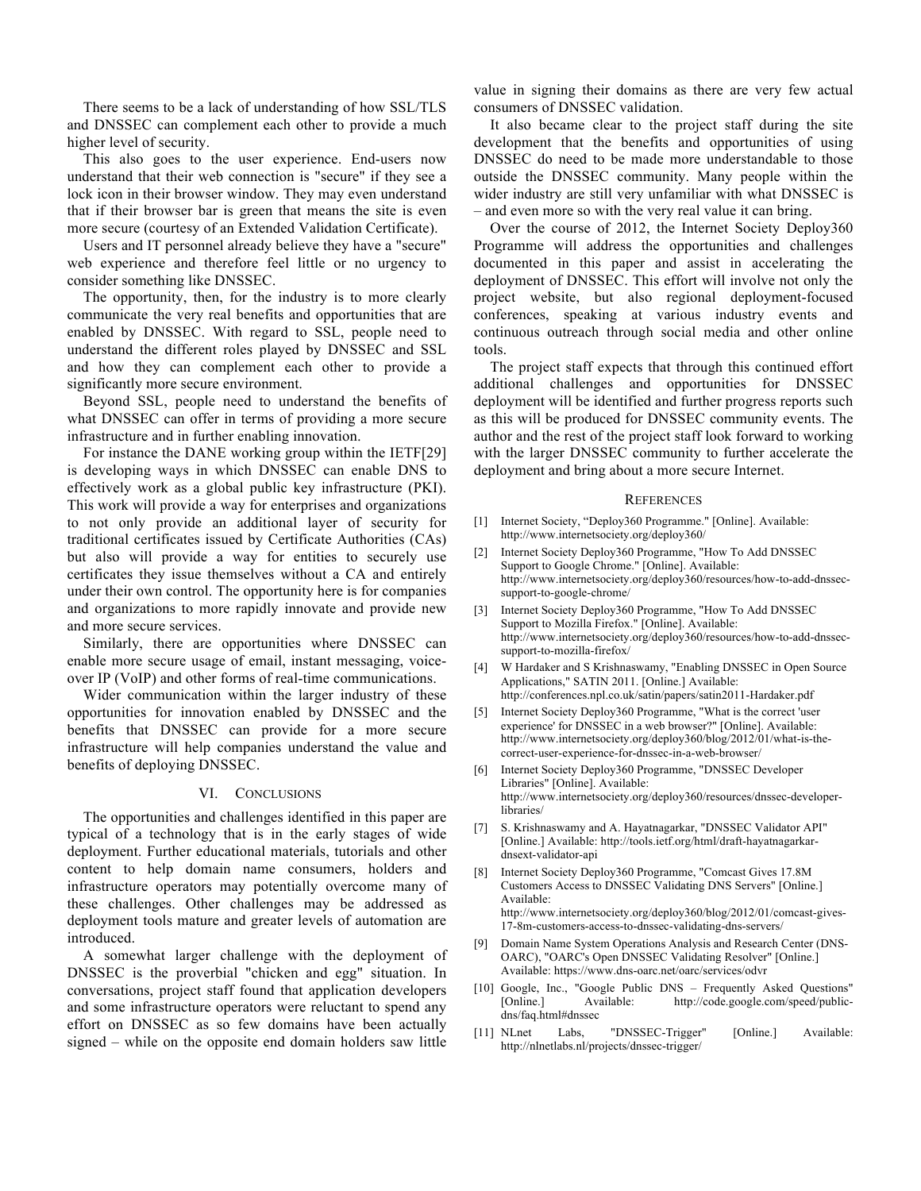There seems to be a lack of understanding of how SSL/TLS and DNSSEC can complement each other to provide a much higher level of security.

This also goes to the user experience. End-users now understand that their web connection is "secure" if they see a lock icon in their browser window. They may even understand that if their browser bar is green that means the site is even more secure (courtesy of an Extended Validation Certificate).

Users and IT personnel already believe they have a "secure" web experience and therefore feel little or no urgency to consider something like DNSSEC.

The opportunity, then, for the industry is to more clearly communicate the very real benefits and opportunities that are enabled by DNSSEC. With regard to SSL, people need to understand the different roles played by DNSSEC and SSL and how they can complement each other to provide a significantly more secure environment.

Beyond SSL, people need to understand the benefits of what DNSSEC can offer in terms of providing a more secure infrastructure and in further enabling innovation.

For instance the DANE working group within the IETF[29] is developing ways in which DNSSEC can enable DNS to effectively work as a global public key infrastructure (PKI). This work will provide a way for enterprises and organizations to not only provide an additional layer of security for traditional certificates issued by Certificate Authorities (CAs) but also will provide a way for entities to securely use certificates they issue themselves without a CA and entirely under their own control. The opportunity here is for companies and organizations to more rapidly innovate and provide new and more secure services.

Similarly, there are opportunities where DNSSEC can enable more secure usage of email, instant messaging, voice-over IP (VoIP) and other forms of real-time communications.

Wider communication within the larger industry of these opportunities for innovation enabled by DNSSEC and the benefits that DNSSEC can provide for a more secure infrastructure will help companies understand the value and benefits of deploying DNSSEC.

## VI. Conclusions

The opportunities and challenges identified in this paper are typical of a technology that is in the early stages of wide deployment. Further educational materials, tutorials and other content to help domain name consumers, holders and infrastructure operators may potentially overcome many of these challenges. Other challenges may be addressed as deployment tools mature and greater levels of automation are introduced.

A somewhat larger challenge with the deployment of DNSSEC is the proverbial "chicken and egg" situation. In conversations, project staff found that application developers and some infrastructure operators were reluctant to spend any effort on DNSSEC as so few domains have been actually signed – while on the opposite end domain holders saw little value in signing their domains as there are very few actual consumers of DNSSEC validation.

It also became clear to the project staff during the site development that the benefits and opportunities of using DNSSEC do need to be made more understandable to those outside the DNSSEC community. Many people within the wider industry are still very unfamiliar with what DNSSEC is – and even more so with the very real value it can bring.

Over the course of 2012, the Internet Society Deploy360 Programme will address the opportunities and challenges documented in this paper and assist in accelerating the deployment of DNSSEC. This effort will involve not only the project website, but also regional deployment-focused conferences, speaking at various industry events and continuous outreach through social media and other online tools.

The project staff expects that through this continued effort additional challenges and opportunities for DNSSEC deployment will be identified and further progress reports such as this will be produced for DNSSEC community events. The author and the rest of the project staff look forward to working with the larger DNSSEC community to further accelerate the deployment and bring about a more secure Internet.

## References

[1] Internet Society, "Deploy360 Programme." [Online]. Available: http://www.internetsociety.org/deploy360/

[2] Internet Society Deploy360 Programme, "How To Add DNSSEC Support to Google Chrome." [Online]. Available: http://www.internetsociety.org/deploy360/resources/how-to-add-dnssec-support-to-google-chrome/

[3] Internet Society Deploy360 Programme, "How To Add DNSSEC Support to Mozilla Firefox." [Online]. Available: http://www.internetsociety.org/deploy360/resources/how-to-add-dnssec-support-to-mozilla-firefox/

[4] W Hardaker and S Krishnaswamy, "Enabling DNSSEC in Open Source Applications," SATIN 2011. [Online.] Available: http://conferences.npl.co.uk/satin/papers/satin2011-Hardaker.pdf

[5] Internet Society Deploy360 Programme, "What is the correct 'user experience' for DNSSEC in a web browser?" [Online]. Available: http://www.internetsociety.org/deploy360/blog/2012/01/what-is-the-correct-user-experience-for-dnssec-in-a-web-browser/

[6] Internet Society Deploy360 Programme, "DNSSEC Developer Libraries" [Online]. Available: http://www.internetsociety.org/deploy360/resources/dnssec-developer-libraries/

[7] S. Krishnaswamy and A. Hayatnagarkar, "DNSSEC Validator API" [Online.] Available: http://tools.ietf.org/html/draft-hayatnagarkar-dnsext-validator-api

[8] Internet Society Deploy360 Programme, "Comcast Gives 17.8M Customers Access to DNSSEC Validating DNS Servers" [Online.] Available: http://www.internetsociety.org/deploy360/blog/2012/01/comcast-gives-17-8m-customers-access-to-dnssec-validating-dns-servers/

[9] Domain Name System Operations Analysis and Research Center (DNS-OARC), "OARC's Open DNSSEC Validating Resolver" [Online.] Available: https://www.dns-oarc.net/oarc/services/odvr

[10] Google, Inc., "Google Public DNS – Frequently Asked Questions" [Online.] Available: http://code.google.com/speed/public-dns/faq.html#dnssec

[11] NLnet Labs, "DNSSEC-Trigger" [Online.] Available: http://nlnetlabs.nl/projects/dnssec-trigger/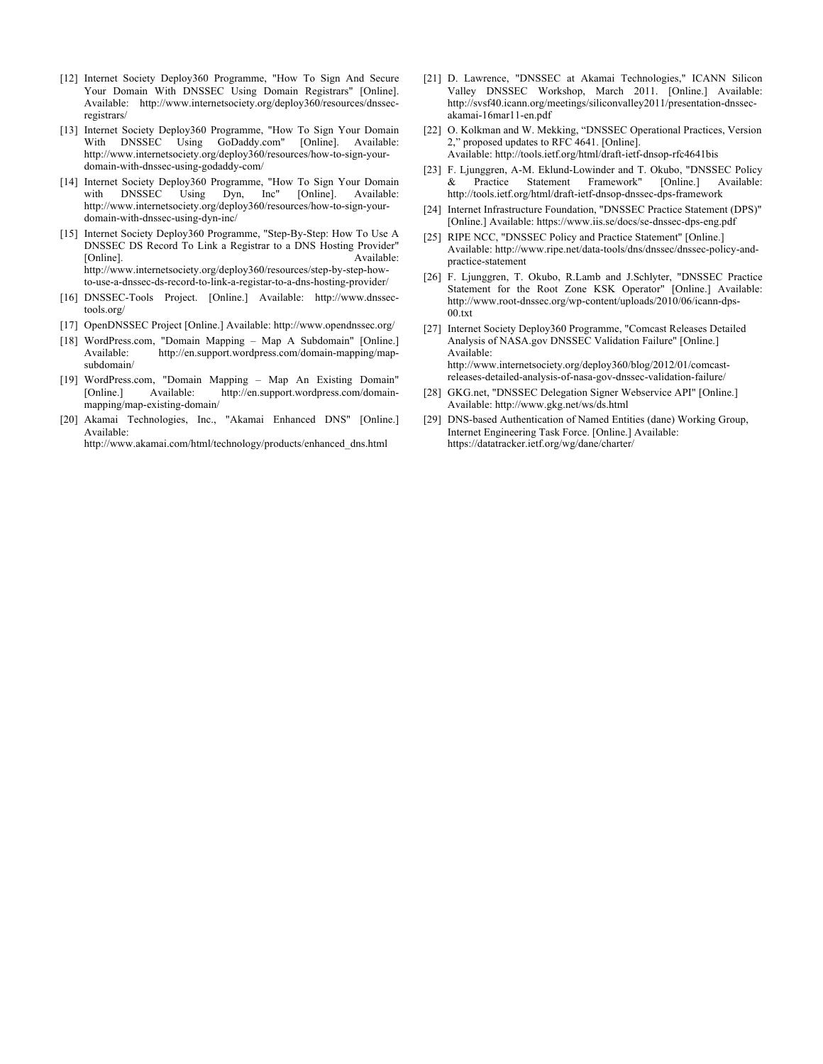[12] Internet Society Deploy360 Programme, "How To Sign And Secure Your Domain With DNSSEC Using Domain Registrars" [Online]. Available: http://www.internetsociety.org/deploy360/resources/dnssec-registrars/

[13] Internet Society Deploy360 Programme, "How To Sign Your Domain With DNSSEC Using GoDaddy.com" [Online]. Available: http://www.internetsociety.org/deploy360/resources/how-to-sign-your-domain-with-dnssec-using-godaddy-com/

[14] Internet Society Deploy360 Programme, "How To Sign Your Domain with DNSSEC Using Dyn, Inc" [Online]. Available: http://www.internetsociety.org/deploy360/resources/how-to-sign-your-domain-with-dnssec-using-dyn-inc/

[15] Internet Society Deploy360 Programme, "Step-By-Step: How To Use A DNSSEC DS Record To Link a Registrar to a DNS Hosting Provider" [Online]. Available: http://www.internetsociety.org/deploy360/resources/step-by-step-how-to-use-a-dnssec-ds-record-to-link-a-registar-to-a-dns-hosting-provider/

[16] DNSSEC-Tools Project. [Online.] Available: http://www.dnssec-tools.org/

[17] OpenDNSSEC Project [Online.] Available: http://www.opendnssec.org/

[18] WordPress.com, "Domain Mapping – Map A Subdomain" [Online.] Available: http://en.support.wordpress.com/domain-mapping/map-subdomain/

[19] WordPress.com, "Domain Mapping – Map An Existing Domain" [Online.] Available: http://en.support.wordpress.com/domain-mapping/map-existing-domain/

[20] Akamai Technologies, Inc., "Akamai Enhanced DNS" [Online.] Available: http://www.akamai.com/html/technology/products/enhanced_dns.html

[21] D. Lawrence, "DNSSEC at Akamai Technologies," ICANN Silicon Valley DNSSEC Workshop, March 2011. [Online.] Available: http://svsf40.icann.org/meetings/siliconvalley2011/presentation-dnssec-akamai-16mar11-en.pdf

[22] O. Kolkman and W. Mekking, "DNSSEC Operational Practices, Version 2," proposed updates to RFC 4641. [Online]. Available: http://tools.ietf.org/html/draft-ietf-dnsop-rfc4641bis

[23] F. Ljunggren, A-M. Eklund-Lowinder and T. Okubo, "DNSSEC Policy & Practice Statement Framework" [Online.] Available: http://tools.ietf.org/html/draft-ietf-dnsop-dnssec-dps-framework

[24] Internet Infrastructure Foundation, "DNSSEC Practice Statement (DPS)" [Online.] Available: https://www.iis.se/docs/se-dnssec-dps-eng.pdf

[25] RIPE NCC, "DNSSEC Policy and Practice Statement" [Online.] Available: http://www.ripe.net/data-tools/dns/dnssec/dnssec-policy-and-practice-statement

[26] F. Ljunggren, T. Okubo, R.Lamb and J.Schlyter, "DNSSEC Practice Statement for the Root Zone KSK Operator" [Online.] Available: http://www.root-dnssec.org/wp-content/uploads/2010/06/icann-dps-00.txt

[27] Internet Society Deploy360 Programme, "Comcast Releases Detailed Analysis of NASA.gov DNSSEC Validation Failure" [Online.] Available: http://www.internetsociety.org/deploy360/blog/2012/01/comcast-releases-detailed-analysis-of-nasa-gov-dnssec-validation-failure/

[28] GKG.net, "DNSSEC Delegation Signer Webservice API" [Online.] Available: http://www.gkg.net/ws/ds.html

[29] DNS-based Authentication of Named Entities (dane) Working Group, Internet Engineering Task Force. [Online.] Available: https://datatracker.ietf.org/wg/dane/charter/